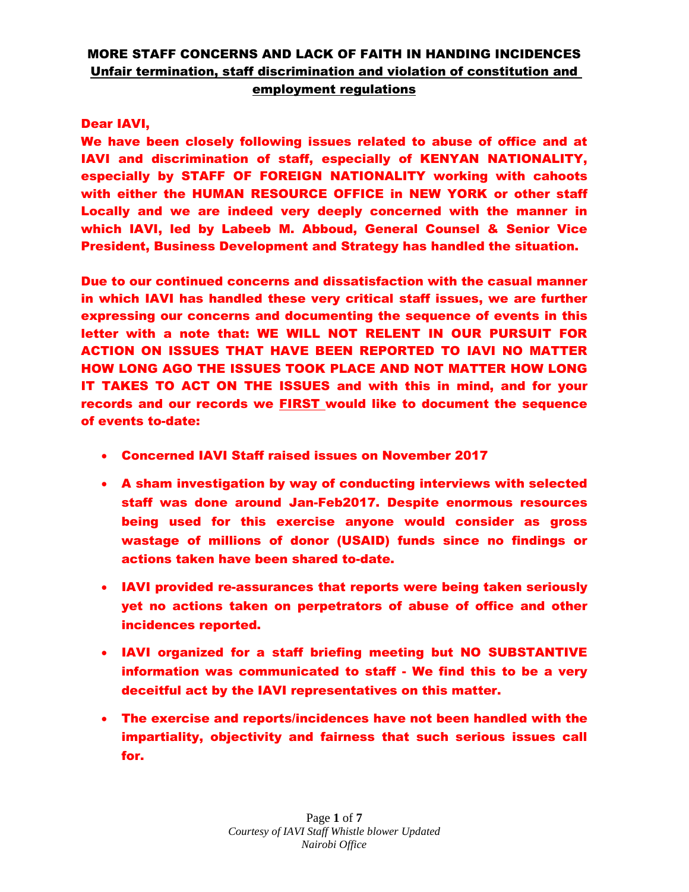# MORE STAFF CONCERNS AND LACK OF FAITH IN HANDING INCIDENCES

## Unfair termination, staff discrimination and violation of constitution and employment regulations

**Dear IAVI,**

**We have been closely following issues related to abuse of office and at IAVI and discrimination of staff, especially of KENYAN NATIONALITY, especially by STAFF OF FOREIGN NATIONALITY working with cahoots with either the HUMAN RESOURCE OFFICE in NEW YORK or other staff Locally and we are indeed very deeply concerned with the manner in which IAVI, led by Labeeb M. Abboud, General Counsel & Senior Vice President, Business Development and Strategy has handled the situation.**

**Due to our continued concerns and dissatisfaction with the casual manner in which IAVI has handled these very critical staff issues, we are further expressing our concerns and documenting the sequence of events in this letter with a note that: WE WILL NOT RELENT IN OUR PURSUIT FOR ACTION ON ISSUES THAT HAVE BEEN REPORTED TO IAVI NO MATTER HOW LONG AGO THE ISSUES TOOK PLACE AND NOT MATTER HOW LONG IT TAKES TO ACT ON THE ISSUES and with this in mind, and for your records and our records we <u>FIRST</u> would like to document the sequence of events to-date:**

- **Concerned IAVI Staff raised issues on November 2017**
- **A sham investigation by way of conducting interviews with selected staff was done around Jan-Feb2017. Despite enormous resources being used for this exercise anyone would consider as gross wastage of millions of donor (USAID) funds since no findings or actions taken have been shared to-date.**
- **IAVI provided re-assurances that reports were being taken seriously yet no actions taken on perpetrators of abuse of office and other incidences reported.**
- **IAVI organized for a staff briefing meeting but NO SUBSTANTIVE information was communicated to staff - We find this to be a very deceitful act by the IAVI representatives on this matter.**
- **The exercise and reports/incidences have not been handled with the impartiality, objectivity and fairness that such serious issues call for.**

*Courtesy of IAVI Staff Whistle blower Updated*
*Nairobi Office*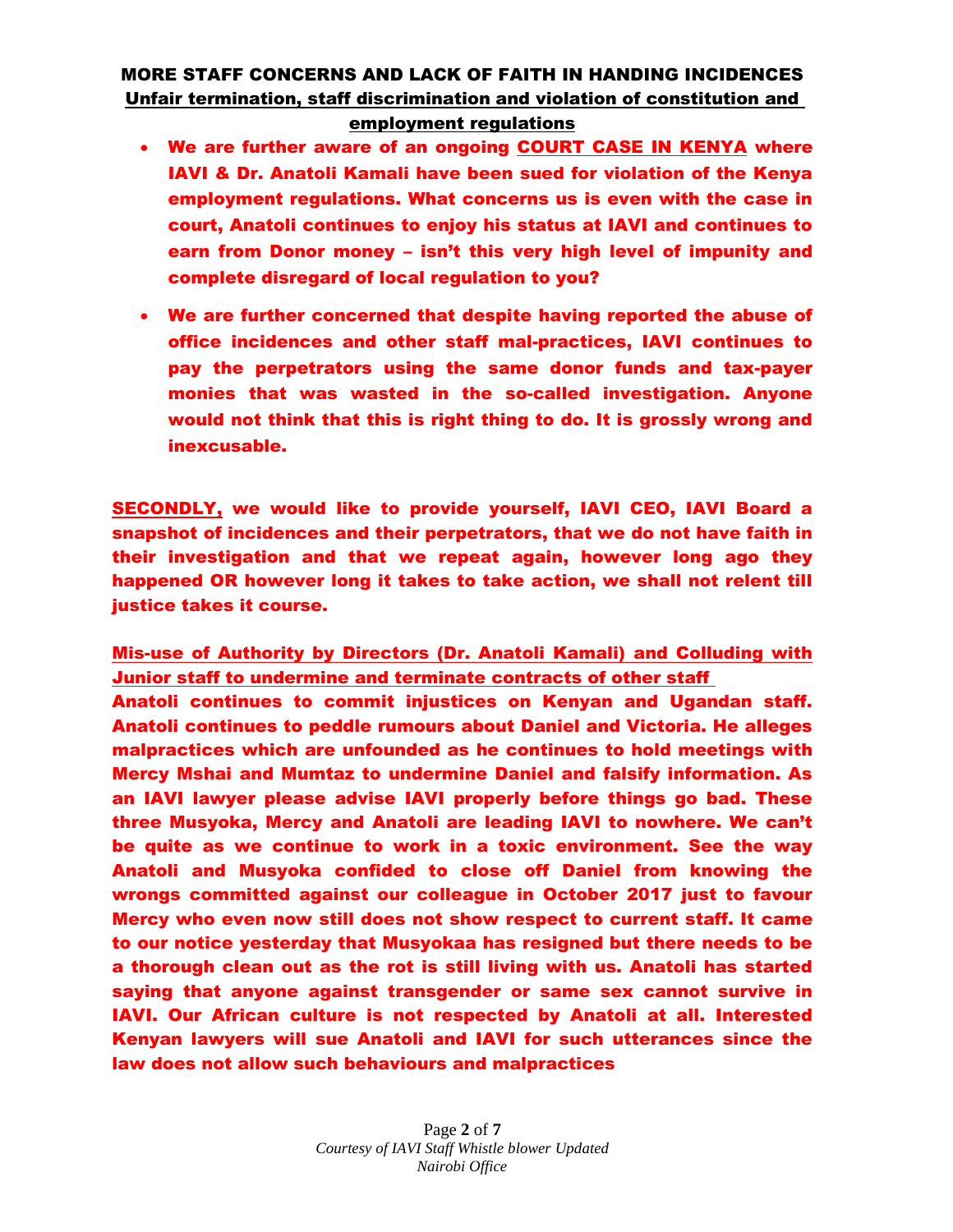## MORE STAFF CONCERNS AND LACK OF FAITH IN HANDING INCIDENCES

**Unfair termination, staff discrimination and violation of constitution and employment regulations**

- **We are further aware of an ongoing COURT CASE IN KENYA where IAVI & Dr. Anatoli Kamali have been sued for violation of the Kenya employment regulations. What concerns us is even with the case in court, Anatoli continues to enjoy his status at IAVI and continues to earn from Donor money – isn't this very high level of impunity and complete disregard of local regulation to you?**
- **We are further concerned that despite having reported the abuse of office incidences and other staff mal-practices, IAVI continues to pay the perpetrators using the same donor funds and tax-payer monies that was wasted in the so-called investigation. Anyone would not think that this is right thing to do. It is grossly wrong and inexcusable.**

**SECONDLY, we would like to provide yourself, IAVI CEO, IAVI Board a snapshot of incidences and their perpetrators, that we do not have faith in their investigation and that we repeat again, however long ago they happened OR however long it takes to take action, we shall not relent till justice takes it course.**

**Mis-use of Authority by Directors (Dr. Anatoli Kamali) and Colluding with Junior staff to undermine and terminate contracts of other staff**

**Anatoli continues to commit injustices on Kenyan and Ugandan staff. Anatoli continues to peddle rumours about Daniel and Victoria. He alleges malpractices which are unfounded as he continues to hold meetings with Mercy Mshai and Mumtaz to undermine Daniel and falsify information. As an IAVI lawyer please advise IAVI properly before things go bad. These three Musyoka, Mercy and Anatoli are leading IAVI to nowhere. We can't be quite as we continue to work in a toxic environment. See the way Anatoli and Musyoka confided to close off Daniel from knowing the wrongs committed against our colleague in October 2017 just to favour Mercy who even now still does not show respect to current staff. It came to our notice yesterday that Musyokaa has resigned but there needs to be a thorough clean out as the rot is still living with us. Anatoli has started saying that anyone against transgender or same sex cannot survive in IAVI. Our African culture is not respected by Anatoli at all. Interested Kenyan lawyers will sue Anatoli and IAVI for such utterances since the law does not allow such behaviours and malpractices**

*Courtesy of IAVI Staff Whistle blower Updated*
*Nairobi Office*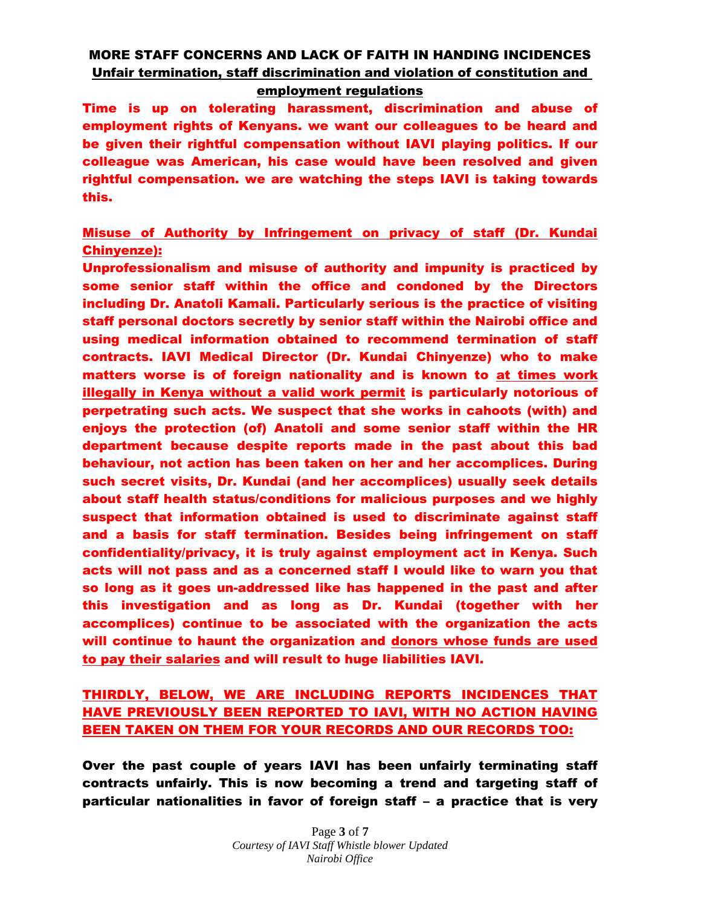## MORE STAFF CONCERNS AND LACK OF FAITH IN HANDING INCIDENCES

### Unfair termination, staff discrimination and violation of constitution and employment regulations

**Time is up on tolerating harassment, discrimination and abuse of employment rights of Kenyans. we want our colleagues to be heard and be given their rightful compensation without IAVI playing politics. If our colleague was American, his case would have been resolved and given rightful compensation. we are watching the steps IAVI is taking towards this.**

**Misuse of Authority by Infringement on privacy of staff (Dr. Kundai Chinyenze):**

**Unprofessionalism and misuse of authority and impunity is practiced by some senior staff within the office and condoned by the Directors including Dr. Anatoli Kamali. Particularly serious is the practice of visiting staff personal doctors secretly by senior staff within the Nairobi office and using medical information obtained to recommend termination of staff contracts. IAVI Medical Director (Dr. Kundai Chinyenze) who to make matters worse is of foreign nationality and is known to at times work illegally in Kenya without a valid work permit is particularly notorious of perpetrating such acts. We suspect that she works in cahoots (with) and enjoys the protection (of) Anatoli and some senior staff within the HR department because despite reports made in the past about this bad behaviour, not action has been taken on her and her accomplices. During such secret visits, Dr. Kundai (and her accomplices) usually seek details about staff health status/conditions for malicious purposes and we highly suspect that information obtained is used to discriminate against staff and a basis for staff termination. Besides being infringement on staff confidentiality/privacy, it is truly against employment act in Kenya. Such acts will not pass and as a concerned staff I would like to warn you that so long as it goes un-addressed like has happened in the past and after this investigation and as long as Dr. Kundai (together with her accomplices) continue to be associated with the organization the acts will continue to haunt the organization and donors whose funds are used to pay their salaries and will result to huge liabilities IAVI.**

**THIRDLY, BELOW, WE ARE INCLUDING REPORTS INCIDENCES THAT HAVE PREVIOUSLY BEEN REPORTED TO IAVI, WITH NO ACTION HAVING BEEN TAKEN ON THEM FOR YOUR RECORDS AND OUR RECORDS TOO:**

**Over the past couple of years IAVI has been unfairly terminating staff contracts unfairly. This is now becoming a trend and targeting staff of particular nationalities in favor of foreign staff – a practice that is very**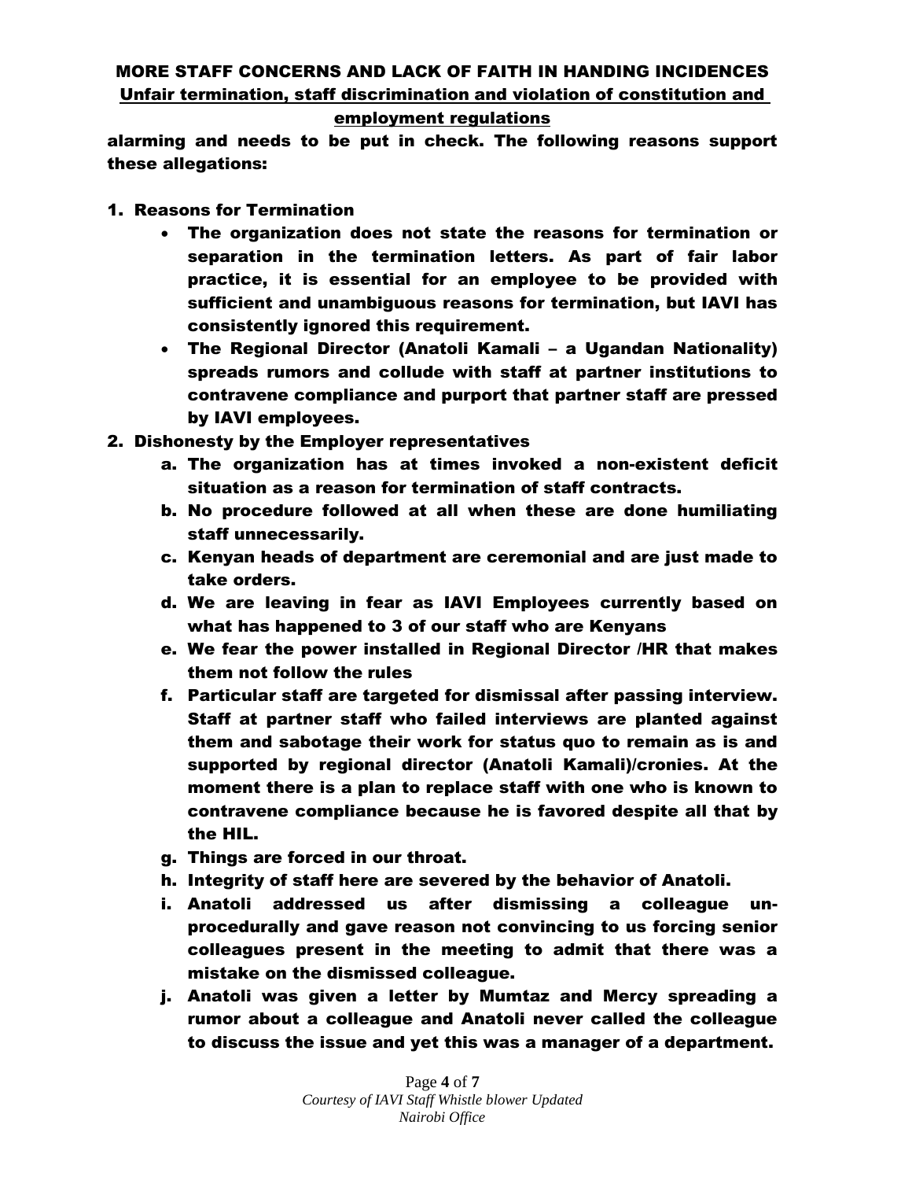## MORE STAFF CONCERNS AND LACK OF FAITH IN HANDING INCIDENCES

**Unfair termination, staff discrimination and violation of constitution and employment regulations**

**alarming and needs to be put in check. The following reasons support these allegations:**

1. **Reasons for Termination**
    - **The organization does not state the reasons for termination or separation in the termination letters. As part of fair labor practice, it is essential for an employee to be provided with sufficient and unambiguous reasons for termination, but IAVI has consistently ignored this requirement.**
    - **The Regional Director (Anatoli Kamali – a Ugandan Nationality) spreads rumors and collude with staff at partner institutions to contravene compliance and purport that partner staff are pressed by IAVI employees.**
2. **Dishonesty by the Employer representatives**
    a. **The organization has at times invoked a non-existent deficit situation as a reason for termination of staff contracts.**
    b. **No procedure followed at all when these are done humiliating staff unnecessarily.**
    c. **Kenyan heads of department are ceremonial and are just made to take orders.**
    d. **We are leaving in fear as IAVI Employees currently based on what has happened to 3 of our staff who are Kenyans**
    e. **We fear the power installed in Regional Director /HR that makes them not follow the rules**
    f. **Particular staff are targeted for dismissal after passing interview. Staff at partner staff who failed interviews are planted against them and sabotage their work for status quo to remain as is and supported by regional director (Anatoli Kamali)/cronies. At the moment there is a plan to replace staff with one who is known to contravene compliance because he is favored despite all that by the HIL.**
    g. **Things are forced in our throat.**
    h. **Integrity of staff here are severed by the behavior of Anatoli.**
    i. **Anatoli addressed us after dismissing a colleague un-procedurally and gave reason not convincing to us forcing senior colleagues present in the meeting to admit that there was a mistake on the dismissed colleague.**
    j. **Anatoli was given a letter by Mumtaz and Mercy spreading a rumor about a colleague and Anatoli never called the colleague to discuss the issue and yet this was a manager of a department.**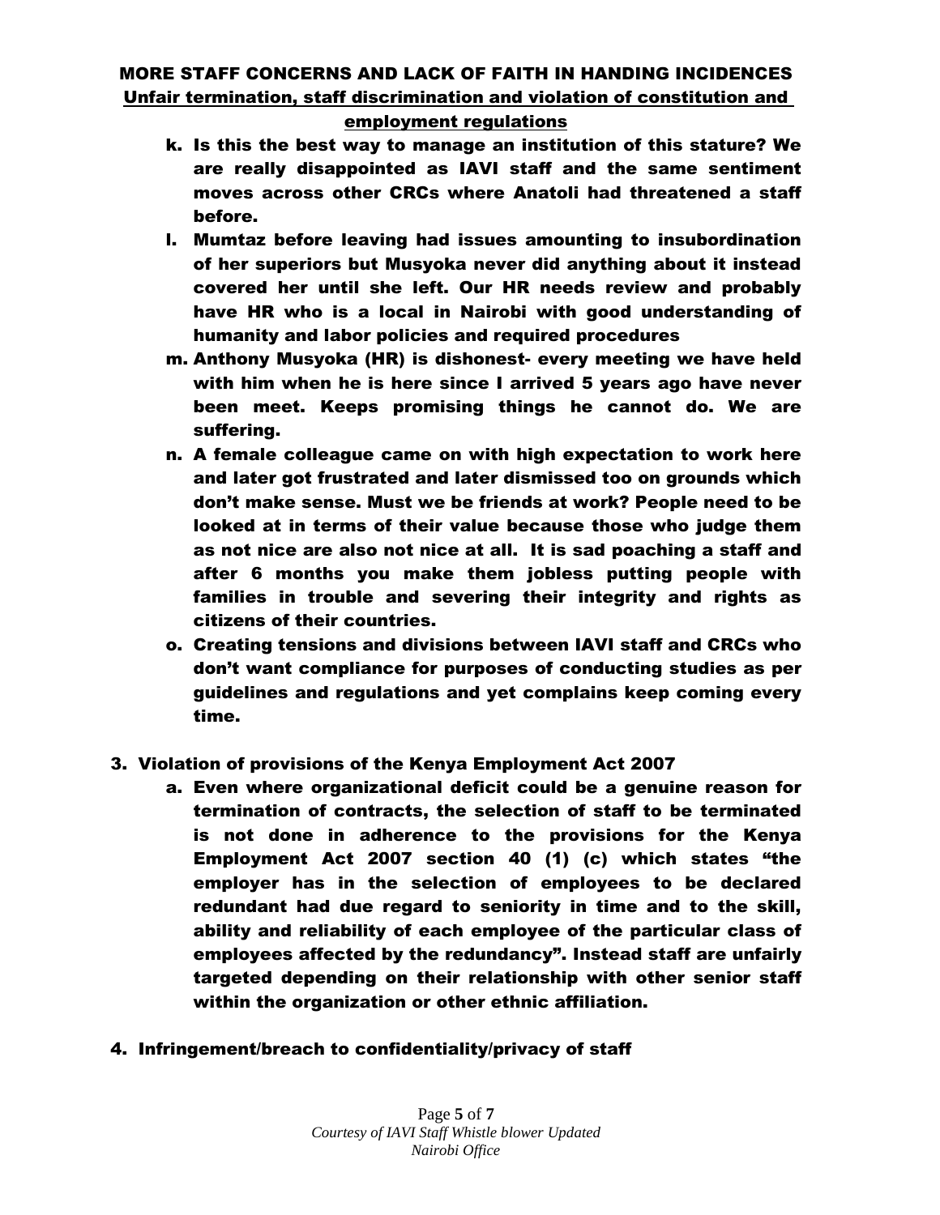## MORE STAFF CONCERNS AND LACK OF FAITH IN HANDING INCIDENCES

**Unfair termination, staff discrimination and violation of constitution and employment regulations**

k. Is this the best way to manage an institution of this stature? We are really disappointed as IAVI staff and the same sentiment moves across other CRCs where Anatoli had threatened a staff before.

l. Mumtaz before leaving had issues amounting to insubordination of her superiors but Musyoka never did anything about it instead covered her until she left. Our HR needs review and probably have HR who is a local in Nairobi with good understanding of humanity and labor policies and required procedures

m. Anthony Musyoka (HR) is dishonest- every meeting we have held with him when he is here since I arrived 5 years ago have never been meet. Keeps promising things he cannot do. We are suffering.

n. A female colleague came on with high expectation to work here and later got frustrated and later dismissed too on grounds which don't make sense. Must we be friends at work? People need to be looked at in terms of their value because those who judge them as not nice are also not nice at all. It is sad poaching a staff and after 6 months you make them jobless putting people with families in trouble and severing their integrity and rights as citizens of their countries.

o. Creating tensions and divisions between IAVI staff and CRCs who don't want compliance for purposes of conducting studies as per guidelines and regulations and yet complains keep coming every time.

3. Violation of provisions of the Kenya Employment Act 2007

   a. Even where organizational deficit could be a genuine reason for termination of contracts, the selection of staff to be terminated is not done in adherence to the provisions for the Kenya Employment Act 2007 section 40 (1) (c) which states "the employer has in the selection of employees to be declared redundant had due regard to seniority in time and to the skill, ability and reliability of each employee of the particular class of employees affected by the redundancy". Instead staff are unfairly targeted depending on their relationship with other senior staff within the organization or other ethnic affiliation.

4. Infringement/breach to confidentiality/privacy of staff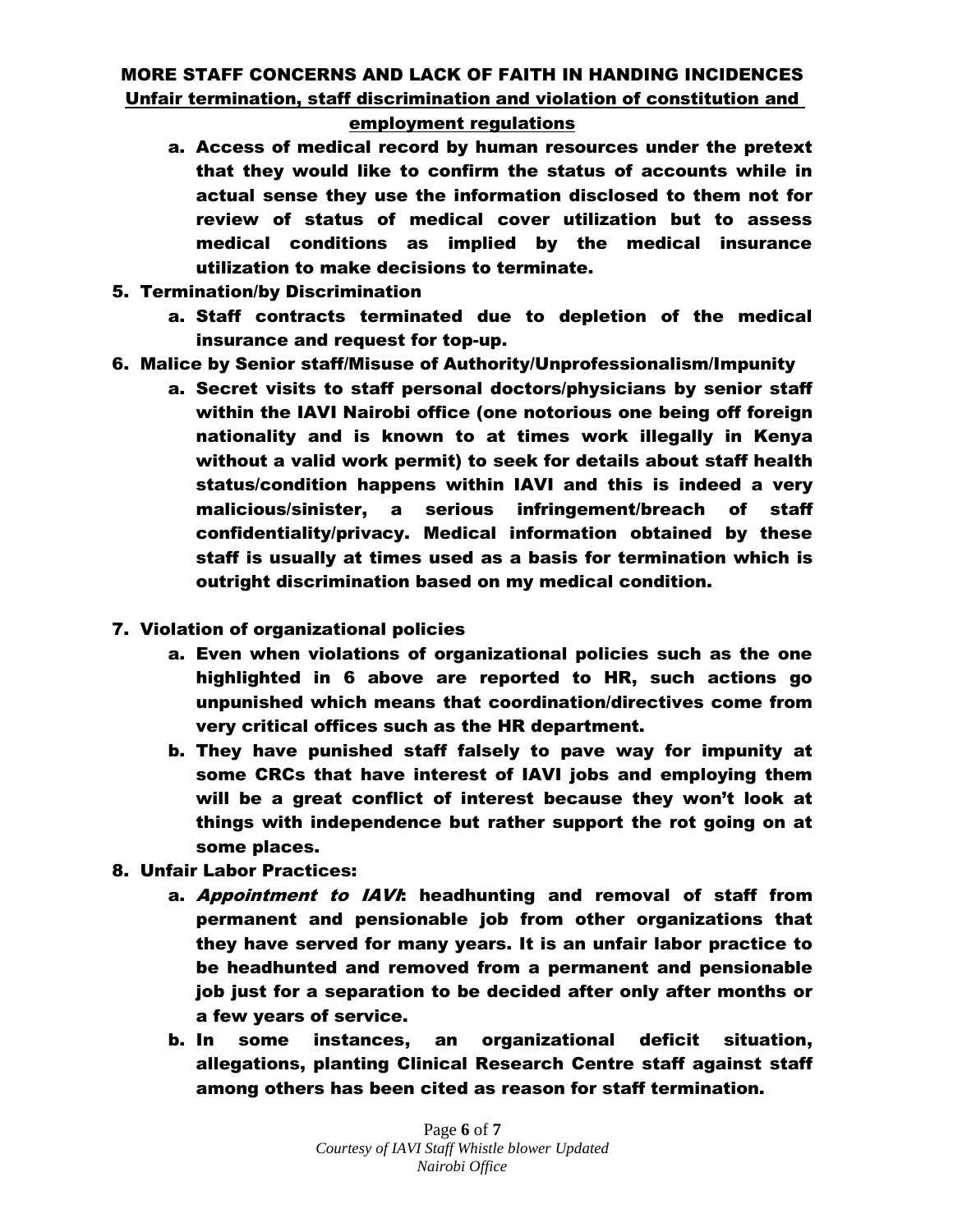## MORE STAFF CONCERNS AND LACK OF FAITH IN HANDING INCIDENCES

**Unfair termination, staff discrimination and violation of constitution and employment regulations**

a. **Access of medical record by human resources under the pretext that they would like to confirm the status of accounts while in actual sense they use the information disclosed to them not for review of status of medical cover utilization but to assess medical conditions as implied by the medical insurance utilization to make decisions to terminate.**

5. **Termination/by Discrimination**
    a. **Staff contracts terminated due to depletion of the medical insurance and request for top-up.**
6. **Malice by Senior staff/Misuse of Authority/Unprofessionalism/Impunity**
    a. **Secret visits to staff personal doctors/physicians by senior staff within the IAVI Nairobi office (one notorious one being off foreign nationality and is known to at times work illegally in Kenya without a valid work permit) to seek for details about staff health status/condition happens within IAVI and this is indeed a very malicious/sinister, a serious infringement/breach of staff confidentiality/privacy. Medical information obtained by these staff is usually at times used as a basis for termination which is outright discrimination based on my medical condition.**
7. **Violation of organizational policies**
    a. **Even when violations of organizational policies such as the one highlighted in 6 above are reported to HR, such actions go unpunished which means that coordination/directives come from very critical offices such as the HR department.**
    b. **They have punished staff falsely to pave way for impunity at some CRCs that have interest of IAVI jobs and employing them will be a great conflict of interest because they won't look at things with independence but rather support the rot going on at some places.**
8. **Unfair Labor Practices:**
    a. ***Appointment to IAVI*: headhunting and removal of staff from permanent and pensionable job from other organizations that they have served for many years. It is an unfair labor practice to be headhunted and removed from a permanent and pensionable job just for a separation to be decided after only after months or a few years of service.**
    b. **In some instances, an organizational deficit situation, allegations, planting Clinical Research Centre staff against staff among others has been cited as reason for staff termination.**

*Courtesy of IAVI Staff Whistle blower Updated*
*Nairobi Office*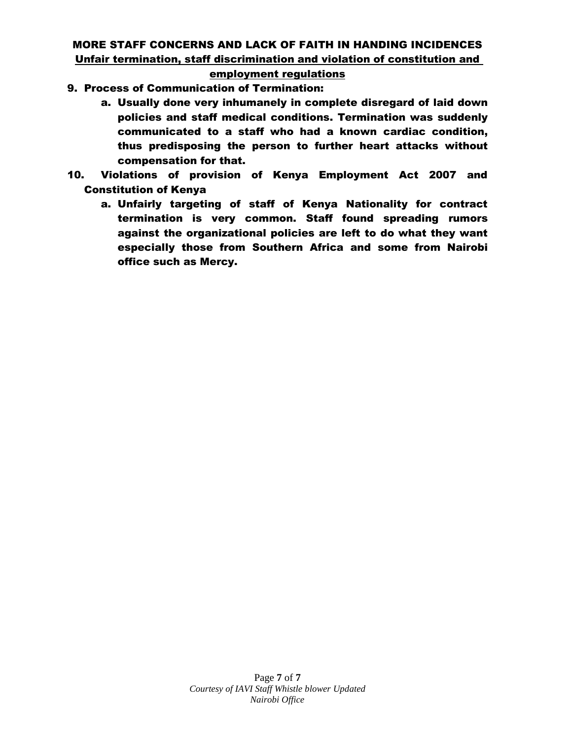## MORE STAFF CONCERNS AND LACK OF FAITH IN HANDING INCIDENCES

### Unfair termination, staff discrimination and violation of constitution and employment regulations

9. **Process of Communication of Termination:**
   a. **Usually done very inhumanely in complete disregard of laid down policies and staff medical conditions. Termination was suddenly communicated to a staff who had a known cardiac condition, thus predisposing the person to further heart attacks without compensation for that.**

10. **Violations of provision of Kenya Employment Act 2007 and Constitution of Kenya**
    a. **Unfairly targeting of staff of Kenya Nationality for contract termination is very common. Staff found spreading rumors against the organizational policies are left to do what they want especially those from Southern Africa and some from Nairobi office such as Mercy.**